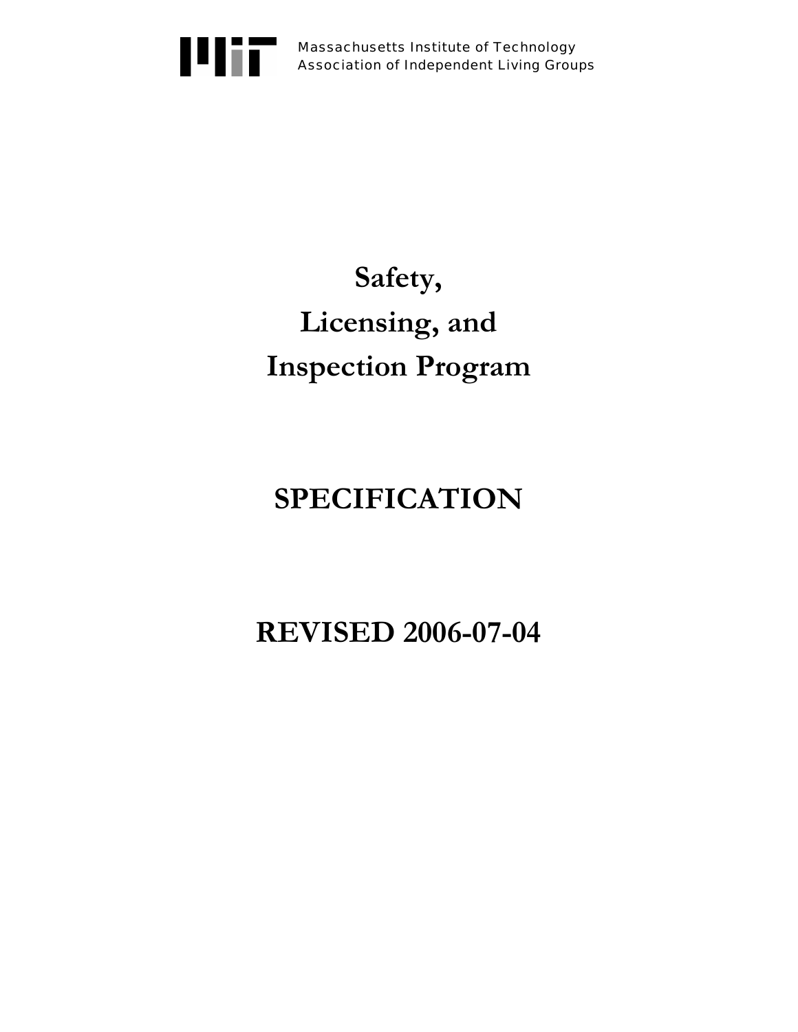Massachusetts Institute of Technology
Association of Independent Living Groups

# Safety, Licensing, and Inspection Program

# SPECIFICATION

# REVISED 2006-07-04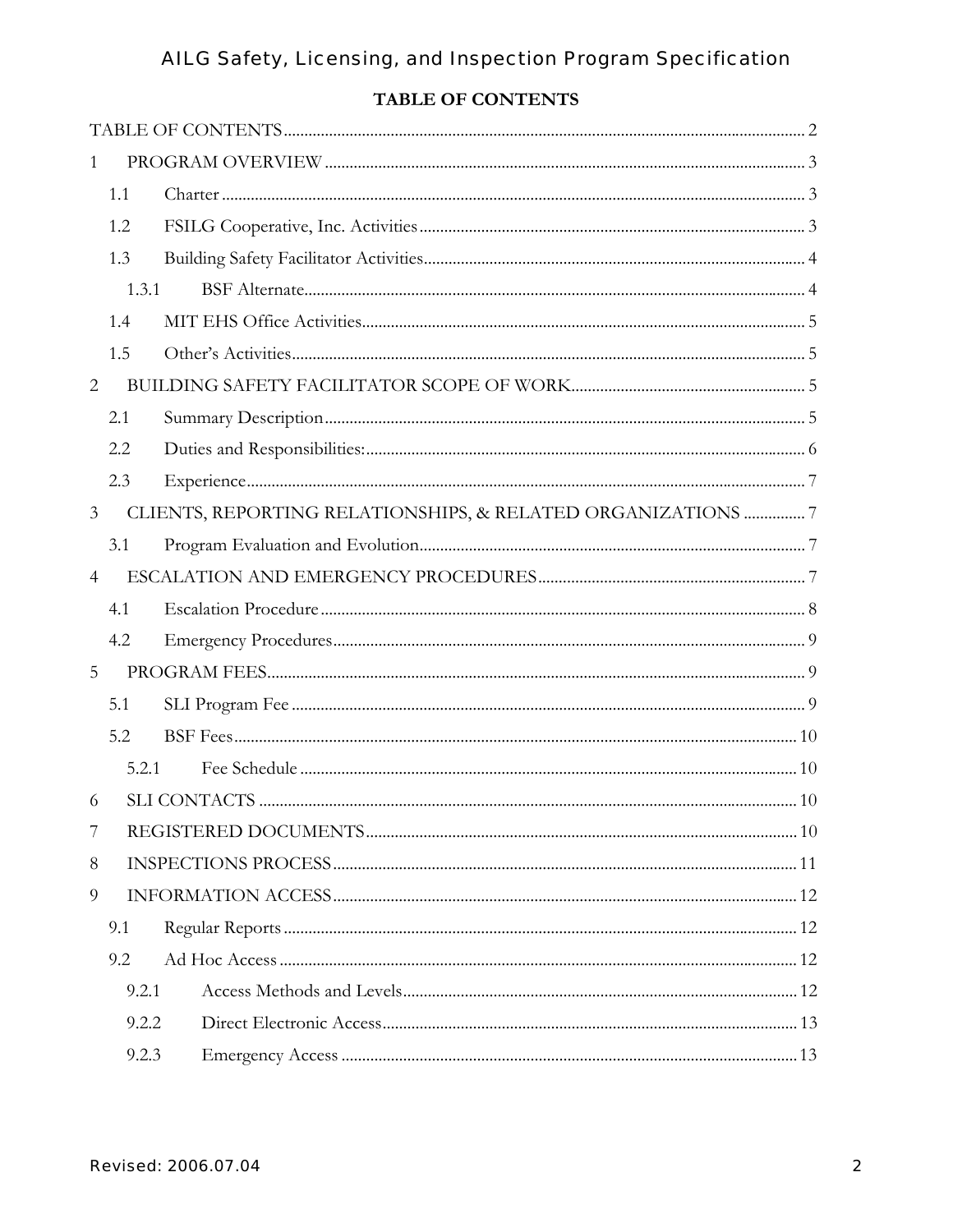# TABLE OF CONTENTS

TABLE OF CONTENTS ........ 2

1 PROGRAM OVERVIEW ........ 3

- 1.1 Charter ........ 3
- 1.2 FSILG Cooperative, Inc. Activities ........ 3
- 1.3 Building Safety Facilitator Activities ........ 4
  - 1.3.1 BSF Alternate ........ 4
- 1.4 MIT EHS Office Activities ........ 5
- 1.5 Other's Activities ........ 5

2 BUILDING SAFETY FACILITATOR SCOPE OF WORK ........ 5

- 2.1 Summary Description ........ 5
- 2.2 Duties and Responsibilities: ........ 6
- 2.3 Experience ........ 7

3 CLIENTS, REPORTING RELATIONSHIPS, & RELATED ORGANIZATIONS ........ 7

- 3.1 Program Evaluation and Evolution ........ 7

4 ESCALATION AND EMERGENCY PROCEDURES ........ 7

- 4.1 Escalation Procedure ........ 8
- 4.2 Emergency Procedures ........ 9

5 PROGRAM FEES ........ 9

- 5.1 SLI Program Fee ........ 9
- 5.2 BSF Fees ........ 10
  - 5.2.1 Fee Schedule ........ 10

6 SLI CONTACTS ........ 10

7 REGISTERED DOCUMENTS ........ 10

8 INSPECTIONS PROCESS ........ 11

9 INFORMATION ACCESS ........ 12

- 9.1 Regular Reports ........ 12
- 9.2 Ad Hoc Access ........ 12
  - 9.2.1 Access Methods and Levels ........ 12
  - 9.2.2 Direct Electronic Access ........ 13
  - 9.2.3 Emergency Access ........ 13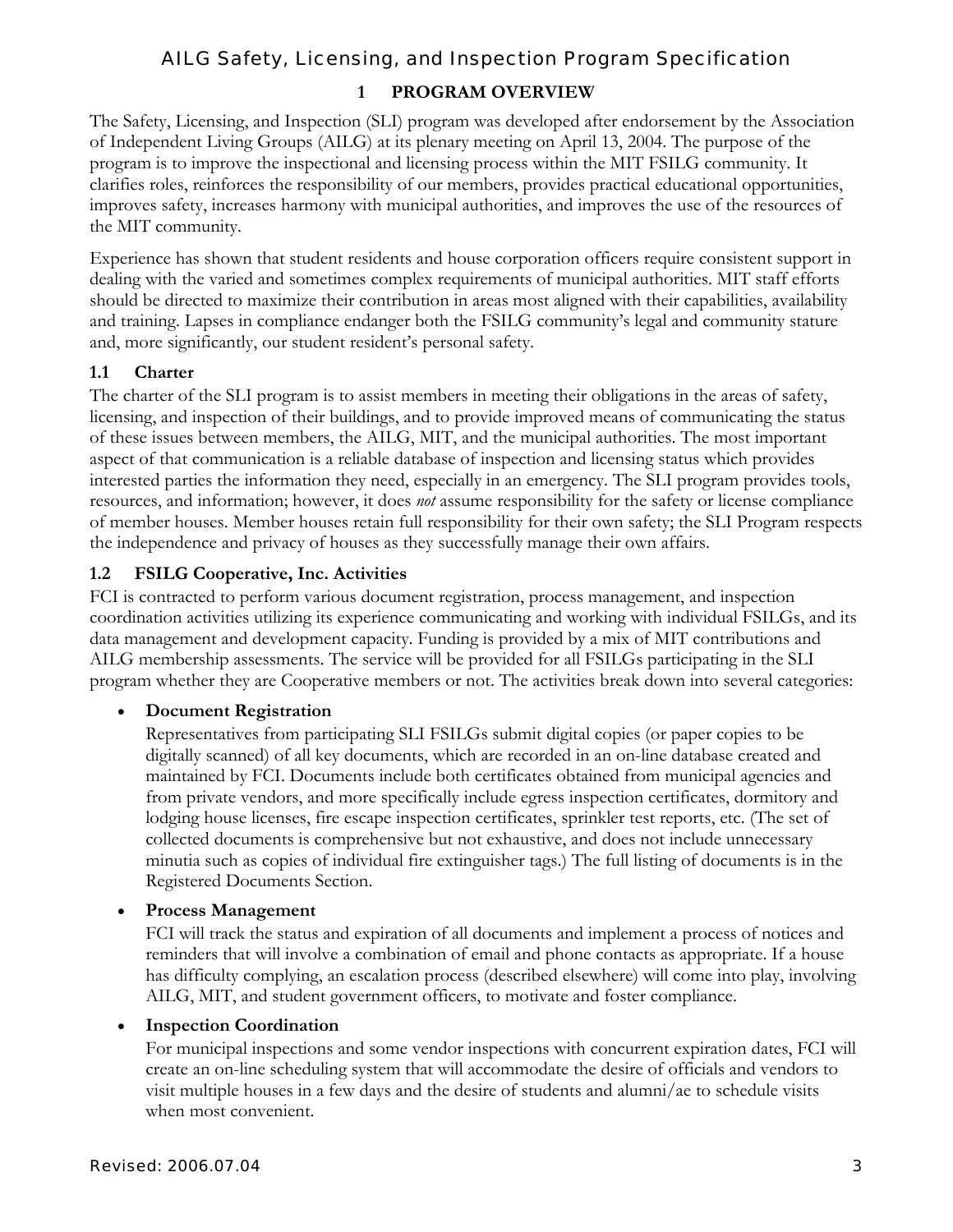# 1 PROGRAM OVERVIEW

The Safety, Licensing, and Inspection (SLI) program was developed after endorsement by the Association of Independent Living Groups (AILG) at its plenary meeting on April 13, 2004. The purpose of the program is to improve the inspectional and licensing process within the MIT FSILG community. It clarifies roles, reinforces the responsibility of our members, provides practical educational opportunities, improves safety, increases harmony with municipal authorities, and improves the use of the resources of the MIT community.

Experience has shown that student residents and house corporation officers require consistent support in dealing with the varied and sometimes complex requirements of municipal authorities. MIT staff efforts should be directed to maximize their contribution in areas most aligned with their capabilities, availability and training. Lapses in compliance endanger both the FSILG community's legal and community stature and, more significantly, our student resident's personal safety.

## 1.1 Charter

The charter of the SLI program is to assist members in meeting their obligations in the areas of safety, licensing, and inspection of their buildings, and to provide improved means of communicating the status of these issues between members, the AILG, MIT, and the municipal authorities. The most important aspect of that communication is a reliable database of inspection and licensing status which provides interested parties the information they need, especially in an emergency. The SLI program provides tools, resources, and information; however, it does *not* assume responsibility for the safety or license compliance of member houses. Member houses retain full responsibility for their own safety; the SLI Program respects the independence and privacy of houses as they successfully manage their own affairs.

## 1.2 FSILG Cooperative, Inc. Activities

FCI is contracted to perform various document registration, process management, and inspection coordination activities utilizing its experience communicating and working with individual FSILGs, and its data management and development capacity. Funding is provided by a mix of MIT contributions and AILG membership assessments. The service will be provided for all FSILGs participating in the SLI program whether they are Cooperative members or not. The activities break down into several categories:

- **Document Registration**
  Representatives from participating SLI FSILGs submit digital copies (or paper copies to be digitally scanned) of all key documents, which are recorded in an on-line database created and maintained by FCI. Documents include both certificates obtained from municipal agencies and from private vendors, and more specifically include egress inspection certificates, dormitory and lodging house licenses, fire escape inspection certificates, sprinkler test reports, etc. (The set of collected documents is comprehensive but not exhaustive, and does not include unnecessary minutia such as copies of individual fire extinguisher tags.) The full listing of documents is in the Registered Documents Section.

- **Process Management**
  FCI will track the status and expiration of all documents and implement a process of notices and reminders that will involve a combination of email and phone contacts as appropriate. If a house has difficulty complying, an escalation process (described elsewhere) will come into play, involving AILG, MIT, and student government officers, to motivate and foster compliance.

- **Inspection Coordination**
  For municipal inspections and some vendor inspections with concurrent expiration dates, FCI will create an on-line scheduling system that will accommodate the desire of officials and vendors to visit multiple houses in a few days and the desire of students and alumni/ae to schedule visits when most convenient.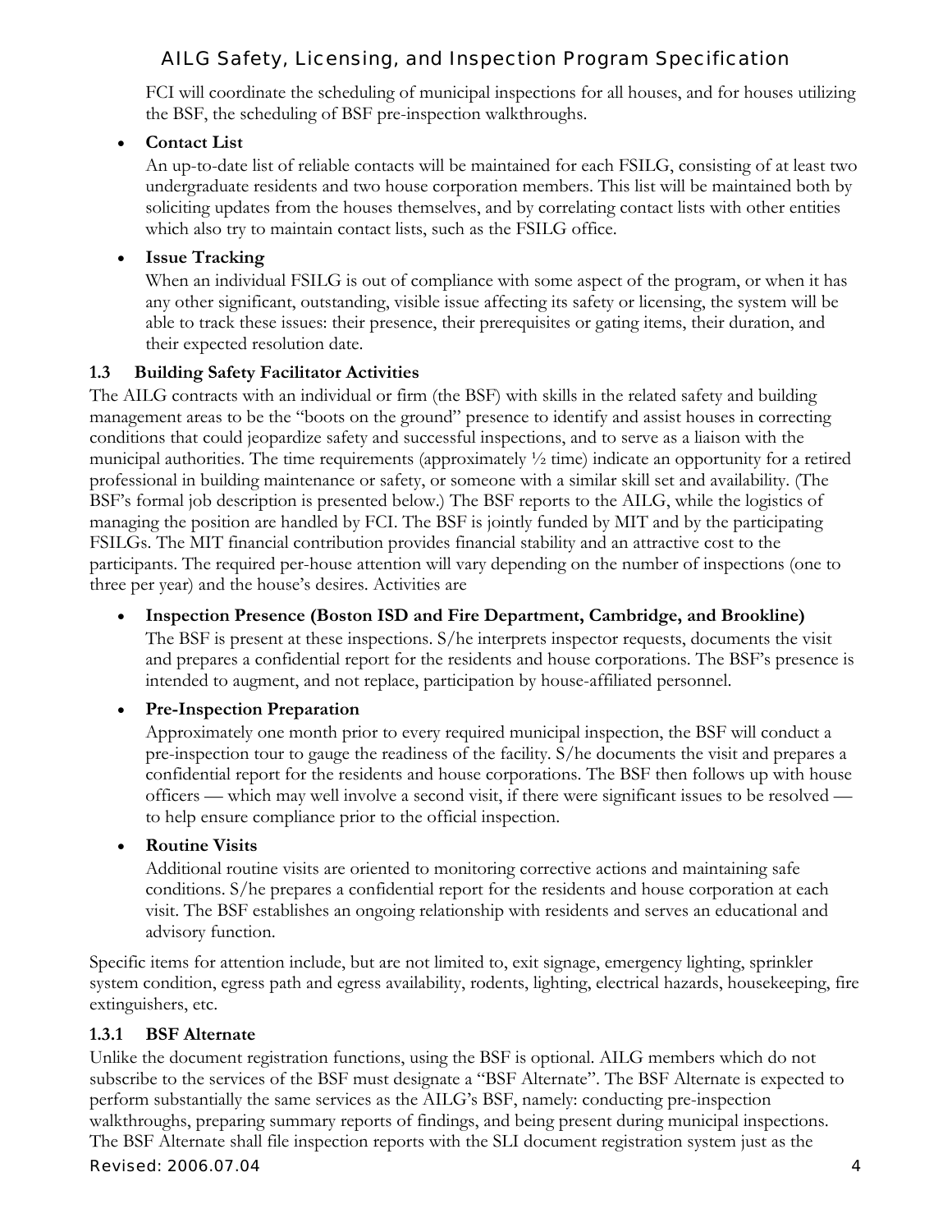FCI will coordinate the scheduling of municipal inspections for all houses, and for houses utilizing the BSF, the scheduling of BSF pre-inspection walkthroughs.

- **Contact List**
  An up-to-date list of reliable contacts will be maintained for each FSILG, consisting of at least two undergraduate residents and two house corporation members. This list will be maintained both by soliciting updates from the houses themselves, and by correlating contact lists with other entities which also try to maintain contact lists, such as the FSILG office.

- **Issue Tracking**
  When an individual FSILG is out of compliance with some aspect of the program, or when it has any other significant, outstanding, visible issue affecting its safety or licensing, the system will be able to track these issues: their presence, their prerequisites or gating items, their duration, and their expected resolution date.

### 1.3 Building Safety Facilitator Activities

The AILG contracts with an individual or firm (the BSF) with skills in the related safety and building management areas to be the "boots on the ground" presence to identify and assist houses in correcting conditions that could jeopardize safety and successful inspections, and to serve as a liaison with the municipal authorities. The time requirements (approximately ½ time) indicate an opportunity for a retired professional in building maintenance or safety, or someone with a similar skill set and availability. (The BSF's formal job description is presented below.) The BSF reports to the AILG, while the logistics of managing the position are handled by FCI. The BSF is jointly funded by MIT and by the participating FSILGs. The MIT financial contribution provides financial stability and an attractive cost to the participants. The required per-house attention will vary depending on the number of inspections (one to three per year) and the house's desires. Activities are

- **Inspection Presence (Boston ISD and Fire Department, Cambridge, and Brookline)**
  The BSF is present at these inspections. S/he interprets inspector requests, documents the visit and prepares a confidential report for the residents and house corporations. The BSF's presence is intended to augment, and not replace, participation by house-affiliated personnel.

- **Pre-Inspection Preparation**
  Approximately one month prior to every required municipal inspection, the BSF will conduct a pre-inspection tour to gauge the readiness of the facility. S/he documents the visit and prepares a confidential report for the residents and house corporations. The BSF then follows up with house officers — which may well involve a second visit, if there were significant issues to be resolved — to help ensure compliance prior to the official inspection.

- **Routine Visits**
  Additional routine visits are oriented to monitoring corrective actions and maintaining safe conditions. S/he prepares a confidential report for the residents and house corporation at each visit. The BSF establishes an ongoing relationship with residents and serves an educational and advisory function.

Specific items for attention include, but are not limited to, exit signage, emergency lighting, sprinkler system condition, egress path and egress availability, rodents, lighting, electrical hazards, housekeeping, fire extinguishers, etc.

#### 1.3.1 BSF Alternate

Unlike the document registration functions, using the BSF is optional. AILG members which do not subscribe to the services of the BSF must designate a "BSF Alternate". The BSF Alternate is expected to perform substantially the same services as the AILG's BSF, namely: conducting pre-inspection walkthroughs, preparing summary reports of findings, and being present during municipal inspections. The BSF Alternate shall file inspection reports with the SLI document registration system just as the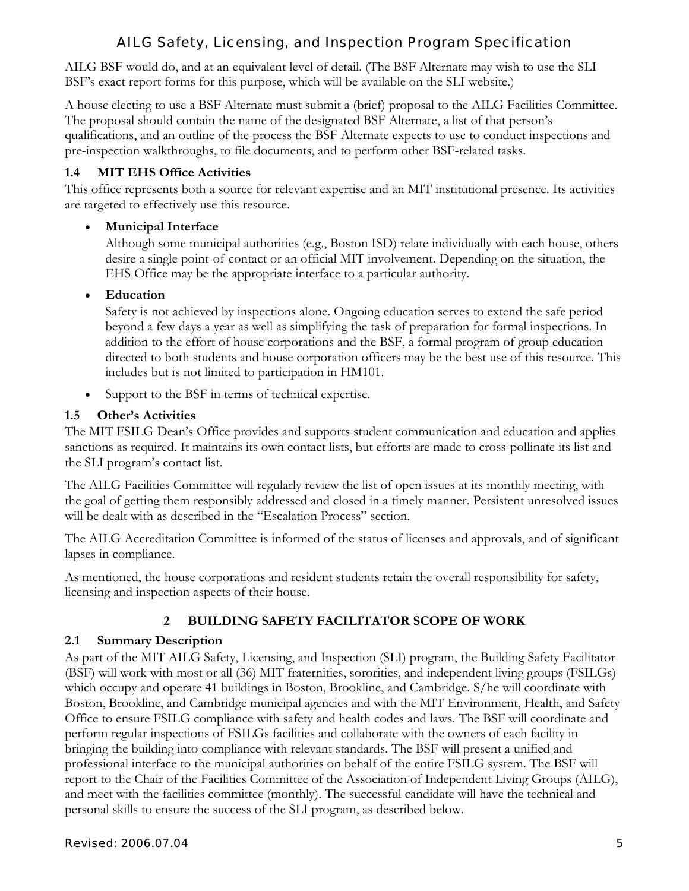AILG BSF would do, and at an equivalent level of detail. (The BSF Alternate may wish to use the SLI BSF's exact report forms for this purpose, which will be available on the SLI website.)

A house electing to use a BSF Alternate must submit a (brief) proposal to the AILG Facilities Committee. The proposal should contain the name of the designated BSF Alternate, a list of that person's qualifications, and an outline of the process the BSF Alternate expects to use to conduct inspections and pre-inspection walkthroughs, to file documents, and to perform other BSF-related tasks.

### 1.4 MIT EHS Office Activities

This office represents both a source for relevant expertise and an MIT institutional presence. Its activities are targeted to effectively use this resource.

- **Municipal Interface**

  Although some municipal authorities (e.g., Boston ISD) relate individually with each house, others desire a single point-of-contact or an official MIT involvement. Depending on the situation, the EHS Office may be the appropriate interface to a particular authority.

- **Education**

  Safety is not achieved by inspections alone. Ongoing education serves to extend the safe period beyond a few days a year as well as simplifying the task of preparation for formal inspections. In addition to the effort of house corporations and the BSF, a formal program of group education directed to both students and house corporation officers may be the best use of this resource. This includes but is not limited to participation in HM101.

- Support to the BSF in terms of technical expertise.

### 1.5 Other's Activities

The MIT FSILG Dean's Office provides and supports student communication and education and applies sanctions as required. It maintains its own contact lists, but efforts are made to cross-pollinate its list and the SLI program's contact list.

The AILG Facilities Committee will regularly review the list of open issues at its monthly meeting, with the goal of getting them responsibly addressed and closed in a timely manner. Persistent unresolved issues will be dealt with as described in the "Escalation Process" section.

The AILG Accreditation Committee is informed of the status of licenses and approvals, and of significant lapses in compliance.

As mentioned, the house corporations and resident students retain the overall responsibility for safety, licensing and inspection aspects of their house.

## 2 BUILDING SAFETY FACILITATOR SCOPE OF WORK

### 2.1 Summary Description

As part of the MIT AILG Safety, Licensing, and Inspection (SLI) program, the Building Safety Facilitator (BSF) will work with most or all (36) MIT fraternities, sororities, and independent living groups (FSILGs) which occupy and operate 41 buildings in Boston, Brookline, and Cambridge. S/he will coordinate with Boston, Brookline, and Cambridge municipal agencies and with the MIT Environment, Health, and Safety Office to ensure FSILG compliance with safety and health codes and laws. The BSF will coordinate and perform regular inspections of FSILGs facilities and collaborate with the owners of each facility in bringing the building into compliance with relevant standards. The BSF will present a unified and professional interface to the municipal authorities on behalf of the entire FSILG system. The BSF will report to the Chair of the Facilities Committee of the Association of Independent Living Groups (AILG), and meet with the facilities committee (monthly). The successful candidate will have the technical and personal skills to ensure the success of the SLI program, as described below.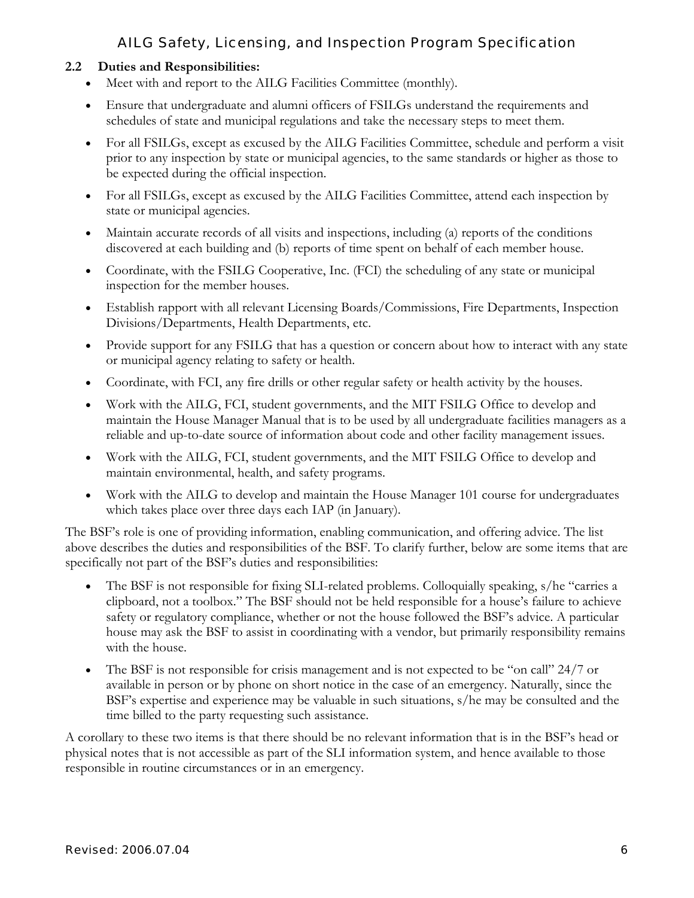### 2.2 Duties and Responsibilities:

- Meet with and report to the AILG Facilities Committee (monthly).
- Ensure that undergraduate and alumni officers of FSILGs understand the requirements and schedules of state and municipal regulations and take the necessary steps to meet them.
- For all FSILGs, except as excused by the AILG Facilities Committee, schedule and perform a visit prior to any inspection by state or municipal agencies, to the same standards or higher as those to be expected during the official inspection.
- For all FSILGs, except as excused by the AILG Facilities Committee, attend each inspection by state or municipal agencies.
- Maintain accurate records of all visits and inspections, including (a) reports of the conditions discovered at each building and (b) reports of time spent on behalf of each member house.
- Coordinate, with the FSILG Cooperative, Inc. (FCI) the scheduling of any state or municipal inspection for the member houses.
- Establish rapport with all relevant Licensing Boards/Commissions, Fire Departments, Inspection Divisions/Departments, Health Departments, etc.
- Provide support for any FSILG that has a question or concern about how to interact with any state or municipal agency relating to safety or health.
- Coordinate, with FCI, any fire drills or other regular safety or health activity by the houses.
- Work with the AILG, FCI, student governments, and the MIT FSILG Office to develop and maintain the House Manager Manual that is to be used by all undergraduate facilities managers as a reliable and up-to-date source of information about code and other facility management issues.
- Work with the AILG, FCI, student governments, and the MIT FSILG Office to develop and maintain environmental, health, and safety programs.
- Work with the AILG to develop and maintain the House Manager 101 course for undergraduates which takes place over three days each IAP (in January).

The BSF's role is one of providing information, enabling communication, and offering advice. The list above describes the duties and responsibilities of the BSF. To clarify further, below are some items that are specifically not part of the BSF's duties and responsibilities:

- The BSF is not responsible for fixing SLI-related problems. Colloquially speaking, s/he "carries a clipboard, not a toolbox." The BSF should not be held responsible for a house's failure to achieve safety or regulatory compliance, whether or not the house followed the BSF's advice. A particular house may ask the BSF to assist in coordinating with a vendor, but primarily responsibility remains with the house.
- The BSF is not responsible for crisis management and is not expected to be "on call" 24/7 or available in person or by phone on short notice in the case of an emergency. Naturally, since the BSF's expertise and experience may be valuable in such situations, s/he may be consulted and the time billed to the party requesting such assistance.

A corollary to these two items is that there should be no relevant information that is in the BSF's head or physical notes that is not accessible as part of the SLI information system, and hence available to those responsible in routine circumstances or in an emergency.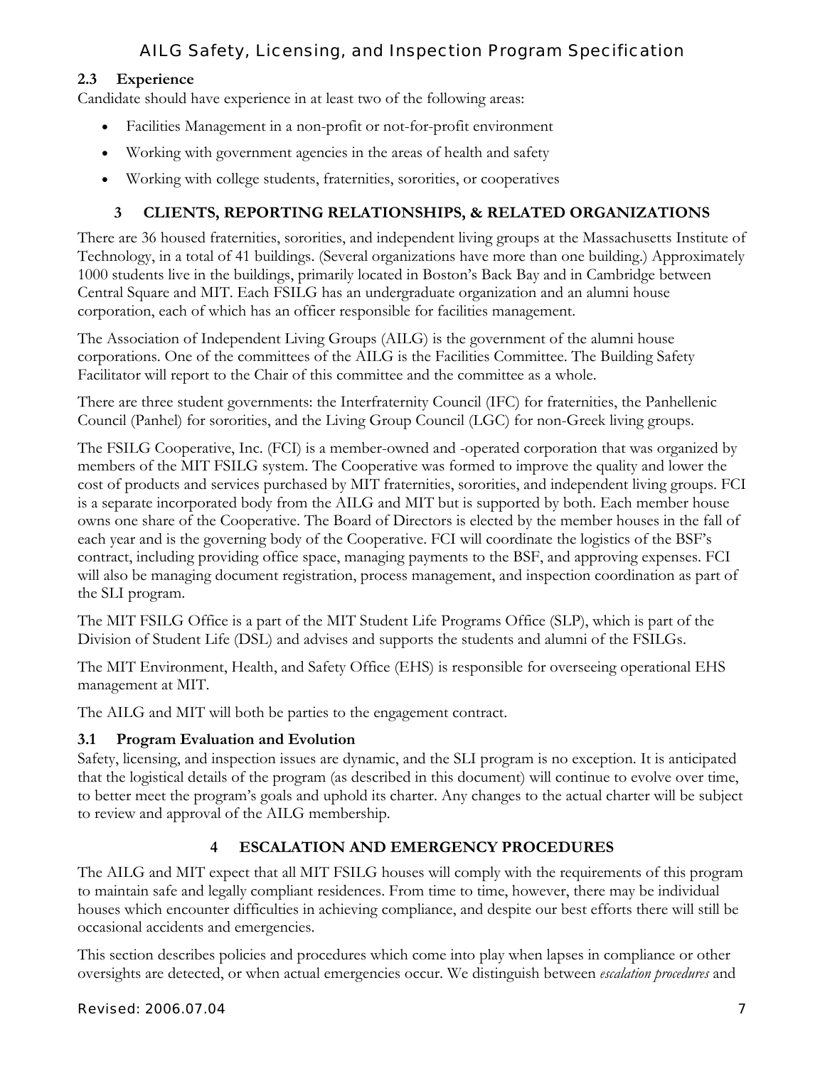### 2.3 Experience

Candidate should have experience in at least two of the following areas:

- Facilities Management in a non-profit or not-for-profit environment
- Working with government agencies in the areas of health and safety
- Working with college students, fraternities, sororities, or cooperatives

## 3 CLIENTS, REPORTING RELATIONSHIPS, & RELATED ORGANIZATIONS

There are 36 housed fraternities, sororities, and independent living groups at the Massachusetts Institute of Technology, in a total of 41 buildings. (Several organizations have more than one building.) Approximately 1000 students live in the buildings, primarily located in Boston's Back Bay and in Cambridge between Central Square and MIT. Each FSILG has an undergraduate organization and an alumni house corporation, each of which has an officer responsible for facilities management.

The Association of Independent Living Groups (AILG) is the government of the alumni house corporations. One of the committees of the AILG is the Facilities Committee. The Building Safety Facilitator will report to the Chair of this committee and the committee as a whole.

There are three student governments: the Interfraternity Council (IFC) for fraternities, the Panhellenic Council (Panhel) for sororities, and the Living Group Council (LGC) for non-Greek living groups.

The FSILG Cooperative, Inc. (FCI) is a member-owned and -operated corporation that was organized by members of the MIT FSILG system. The Cooperative was formed to improve the quality and lower the cost of products and services purchased by MIT fraternities, sororities, and independent living groups. FCI is a separate incorporated body from the AILG and MIT but is supported by both. Each member house owns one share of the Cooperative. The Board of Directors is elected by the member houses in the fall of each year and is the governing body of the Cooperative. FCI will coordinate the logistics of the BSF's contract, including providing office space, managing payments to the BSF, and approving expenses. FCI will also be managing document registration, process management, and inspection coordination as part of the SLI program.

The MIT FSILG Office is a part of the MIT Student Life Programs Office (SLP), which is part of the Division of Student Life (DSL) and advises and supports the students and alumni of the FSILGs.

The MIT Environment, Health, and Safety Office (EHS) is responsible for overseeing operational EHS management at MIT.

The AILG and MIT will both be parties to the engagement contract.

### 3.1 Program Evaluation and Evolution

Safety, licensing, and inspection issues are dynamic, and the SLI program is no exception. It is anticipated that the logistical details of the program (as described in this document) will continue to evolve over time, to better meet the program's goals and uphold its charter. Any changes to the actual charter will be subject to review and approval of the AILG membership.

## 4 ESCALATION AND EMERGENCY PROCEDURES

The AILG and MIT expect that all MIT FSILG houses will comply with the requirements of this program to maintain safe and legally compliant residences. From time to time, however, there may be individual houses which encounter difficulties in achieving compliance, and despite our best efforts there will still be occasional accidents and emergencies.

This section describes policies and procedures which come into play when lapses in compliance or other oversights are detected, or when actual emergencies occur. We distinguish between *escalation procedures* and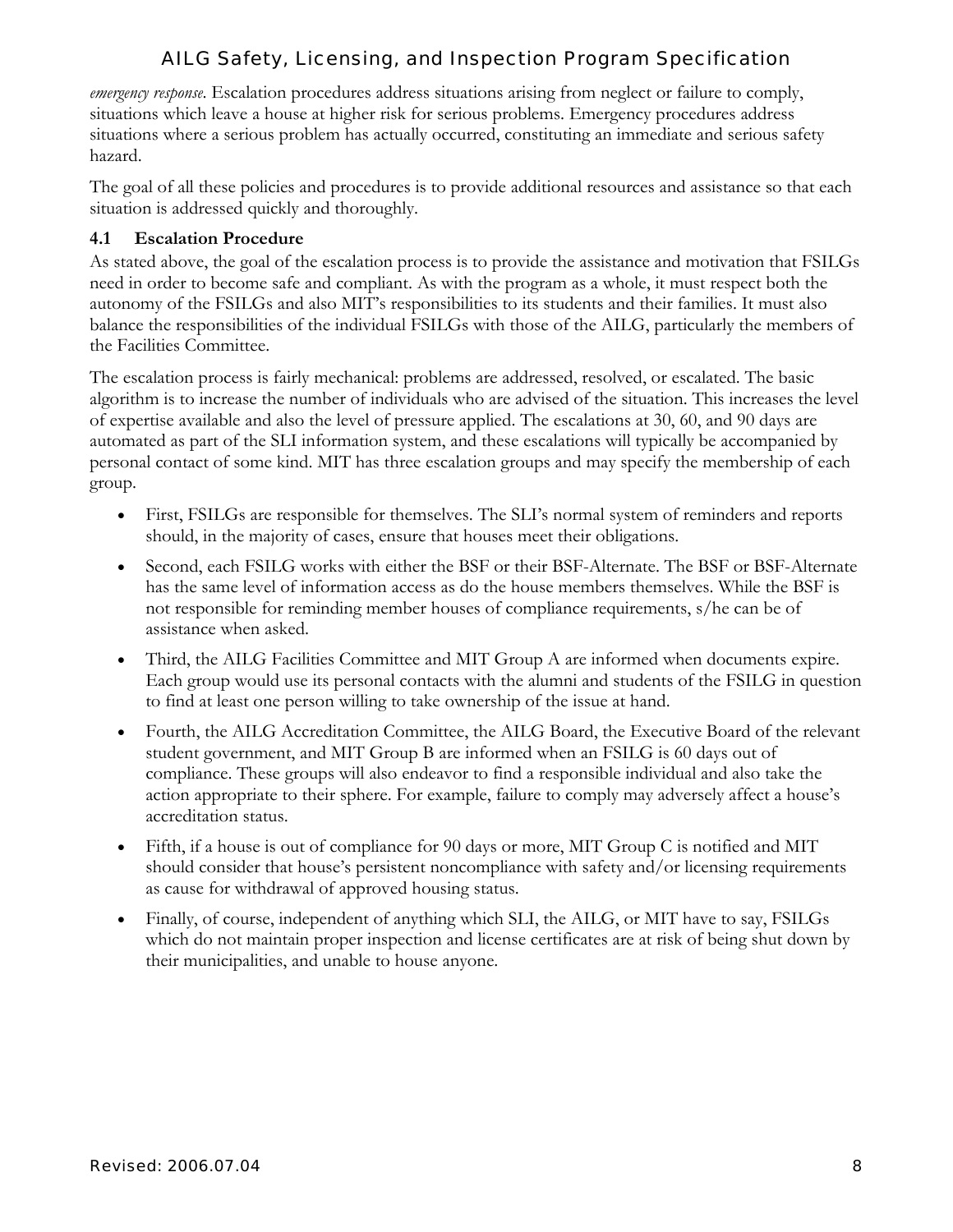*emergency response*. Escalation procedures address situations arising from neglect or failure to comply, situations which leave a house at higher risk for serious problems. Emergency procedures address situations where a serious problem has actually occurred, constituting an immediate and serious safety hazard.

The goal of all these policies and procedures is to provide additional resources and assistance so that each situation is addressed quickly and thoroughly.

### 4.1 Escalation Procedure

As stated above, the goal of the escalation process is to provide the assistance and motivation that FSILGs need in order to become safe and compliant. As with the program as a whole, it must respect both the autonomy of the FSILGs and also MIT's responsibilities to its students and their families. It must also balance the responsibilities of the individual FSILGs with those of the AILG, particularly the members of the Facilities Committee.

The escalation process is fairly mechanical: problems are addressed, resolved, or escalated. The basic algorithm is to increase the number of individuals who are advised of the situation. This increases the level of expertise available and also the level of pressure applied. The escalations at 30, 60, and 90 days are automated as part of the SLI information system, and these escalations will typically be accompanied by personal contact of some kind. MIT has three escalation groups and may specify the membership of each group.

- First, FSILGs are responsible for themselves. The SLI's normal system of reminders and reports should, in the majority of cases, ensure that houses meet their obligations.
- Second, each FSILG works with either the BSF or their BSF-Alternate. The BSF or BSF-Alternate has the same level of information access as do the house members themselves. While the BSF is not responsible for reminding member houses of compliance requirements, s/he can be of assistance when asked.
- Third, the AILG Facilities Committee and MIT Group A are informed when documents expire. Each group would use its personal contacts with the alumni and students of the FSILG in question to find at least one person willing to take ownership of the issue at hand.
- Fourth, the AILG Accreditation Committee, the AILG Board, the Executive Board of the relevant student government, and MIT Group B are informed when an FSILG is 60 days out of compliance. These groups will also endeavor to find a responsible individual and also take the action appropriate to their sphere. For example, failure to comply may adversely affect a house's accreditation status.
- Fifth, if a house is out of compliance for 90 days or more, MIT Group C is notified and MIT should consider that house's persistent noncompliance with safety and/or licensing requirements as cause for withdrawal of approved housing status.
- Finally, of course, independent of anything which SLI, the AILG, or MIT have to say, FSILGs which do not maintain proper inspection and license certificates are at risk of being shut down by their municipalities, and unable to house anyone.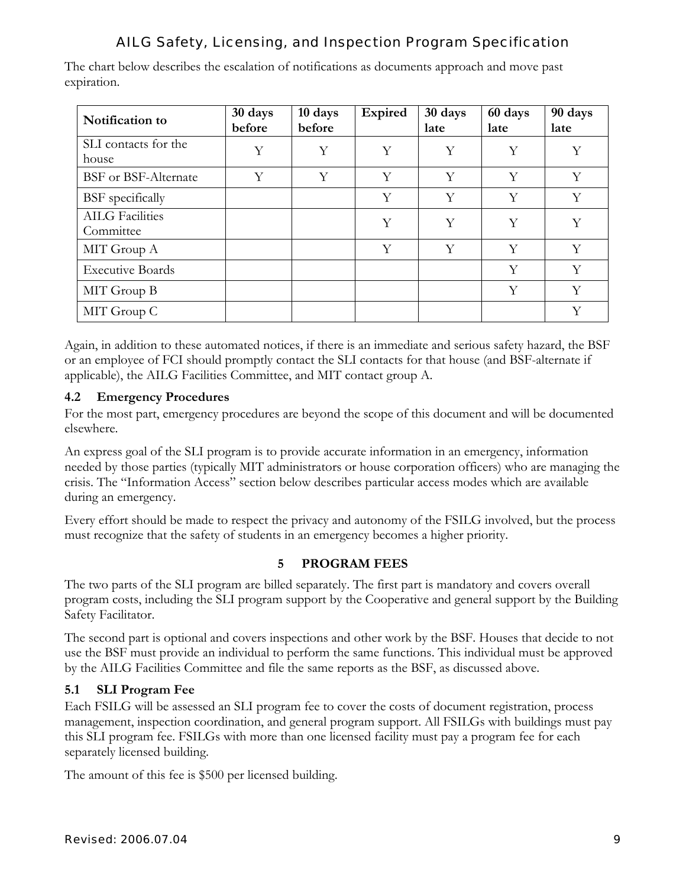The chart below describes the escalation of notifications as documents approach and move past expiration.

| Notification to | 30 days before | 10 days before | Expired | 30 days late | 60 days late | 90 days late |
|---|---|---|---|---|---|---|
| SLI contacts for the house | Y | Y | Y | Y | Y | Y |
| BSF or BSF-Alternate | Y | Y | Y | Y | Y | Y |
| BSF specifically | | | Y | Y | Y | Y |
| AILG Facilities Committee | | | Y | Y | Y | Y |
| MIT Group A | | | Y | Y | Y | Y |
| Executive Boards | | | | | Y | Y |
| MIT Group B | | | | | Y | Y |
| MIT Group C | | | | | | Y |

Again, in addition to these automated notices, if there is an immediate and serious safety hazard, the BSF or an employee of FCI should promptly contact the SLI contacts for that house (and BSF-alternate if applicable), the AILG Facilities Committee, and MIT contact group A.

### 4.2 Emergency Procedures

For the most part, emergency procedures are beyond the scope of this document and will be documented elsewhere.

An express goal of the SLI program is to provide accurate information in an emergency, information needed by those parties (typically MIT administrators or house corporation officers) who are managing the crisis. The "Information Access" section below describes particular access modes which are available during an emergency.

Every effort should be made to respect the privacy and autonomy of the FSILG involved, but the process must recognize that the safety of students in an emergency becomes a higher priority.

## 5 PROGRAM FEES

The two parts of the SLI program are billed separately. The first part is mandatory and covers overall program costs, including the SLI program support by the Cooperative and general support by the Building Safety Facilitator.

The second part is optional and covers inspections and other work by the BSF. Houses that decide to not use the BSF must provide an individual to perform the same functions. This individual must be approved by the AILG Facilities Committee and file the same reports as the BSF, as discussed above.

### 5.1 SLI Program Fee

Each FSILG will be assessed an SLI program fee to cover the costs of document registration, process management, inspection coordination, and general program support. All FSILGs with buildings must pay this SLI program fee. FSILGs with more than one licensed facility must pay a program fee for each separately licensed building.

The amount of this fee is $500 per licensed building.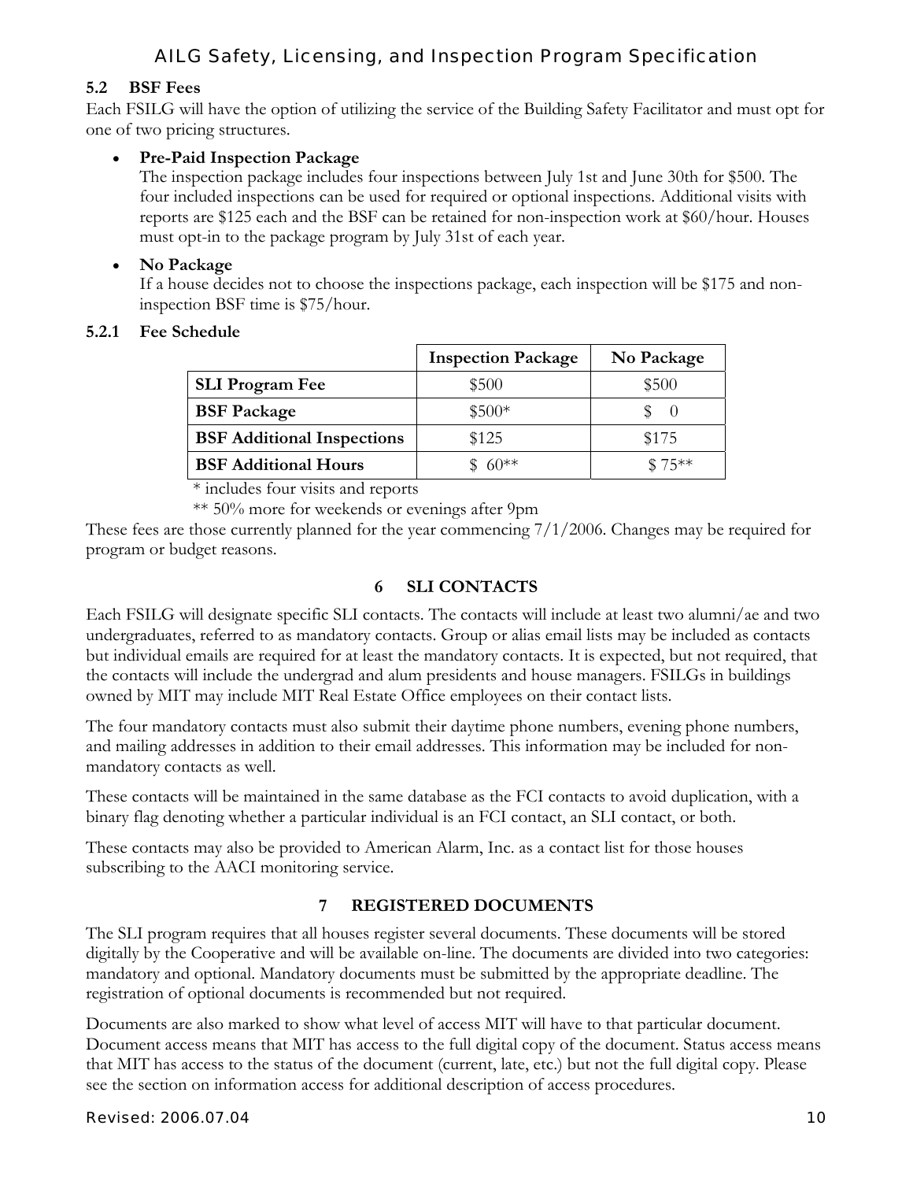### 5.2 BSF Fees

Each FSILG will have the option of utilizing the service of the Building Safety Facilitator and must opt for one of two pricing structures.

- **Pre-Paid Inspection Package**
  The inspection package includes four inspections between July 1st and June 30th for $500. The four included inspections can be used for required or optional inspections. Additional visits with reports are $125 each and the BSF can be retained for non-inspection work at $60/hour. Houses must opt-in to the package program by July 31st of each year.

- **No Package**
  If a house decides not to choose the inspections package, each inspection will be $175 and non-inspection BSF time is $75/hour.

#### 5.2.1 Fee Schedule

| | Inspection Package | No Package |
|---|---|---|
| **SLI Program Fee** | $500 | $500 |
| **BSF Package** | $500* | $ 0 |
| **BSF Additional Inspections** | $125 | $175 |
| **BSF Additional Hours** | $ 60** | $ 75** |

\* includes four visits and reports

** 50% more for weekends or evenings after 9pm

These fees are those currently planned for the year commencing 7/1/2006. Changes may be required for program or budget reasons.

## 6 SLI CONTACTS

Each FSILG will designate specific SLI contacts. The contacts will include at least two alumni/ae and two undergraduates, referred to as mandatory contacts. Group or alias email lists may be included as contacts but individual emails are required for at least the mandatory contacts. It is expected, but not required, that the contacts will include the undergrad and alum presidents and house managers. FSILGs in buildings owned by MIT may include MIT Real Estate Office employees on their contact lists.

The four mandatory contacts must also submit their daytime phone numbers, evening phone numbers, and mailing addresses in addition to their email addresses. This information may be included for non-mandatory contacts as well.

These contacts will be maintained in the same database as the FCI contacts to avoid duplication, with a binary flag denoting whether a particular individual is an FCI contact, an SLI contact, or both.

These contacts may also be provided to American Alarm, Inc. as a contact list for those houses subscribing to the AACI monitoring service.

## 7 REGISTERED DOCUMENTS

The SLI program requires that all houses register several documents. These documents will be stored digitally by the Cooperative and will be available on-line. The documents are divided into two categories: mandatory and optional. Mandatory documents must be submitted by the appropriate deadline. The registration of optional documents is recommended but not required.

Documents are also marked to show what level of access MIT will have to that particular document. Document access means that MIT has access to the full digital copy of the document. Status access means that MIT has access to the status of the document (current, late, etc.) but not the full digital copy. Please see the section on information access for additional description of access procedures.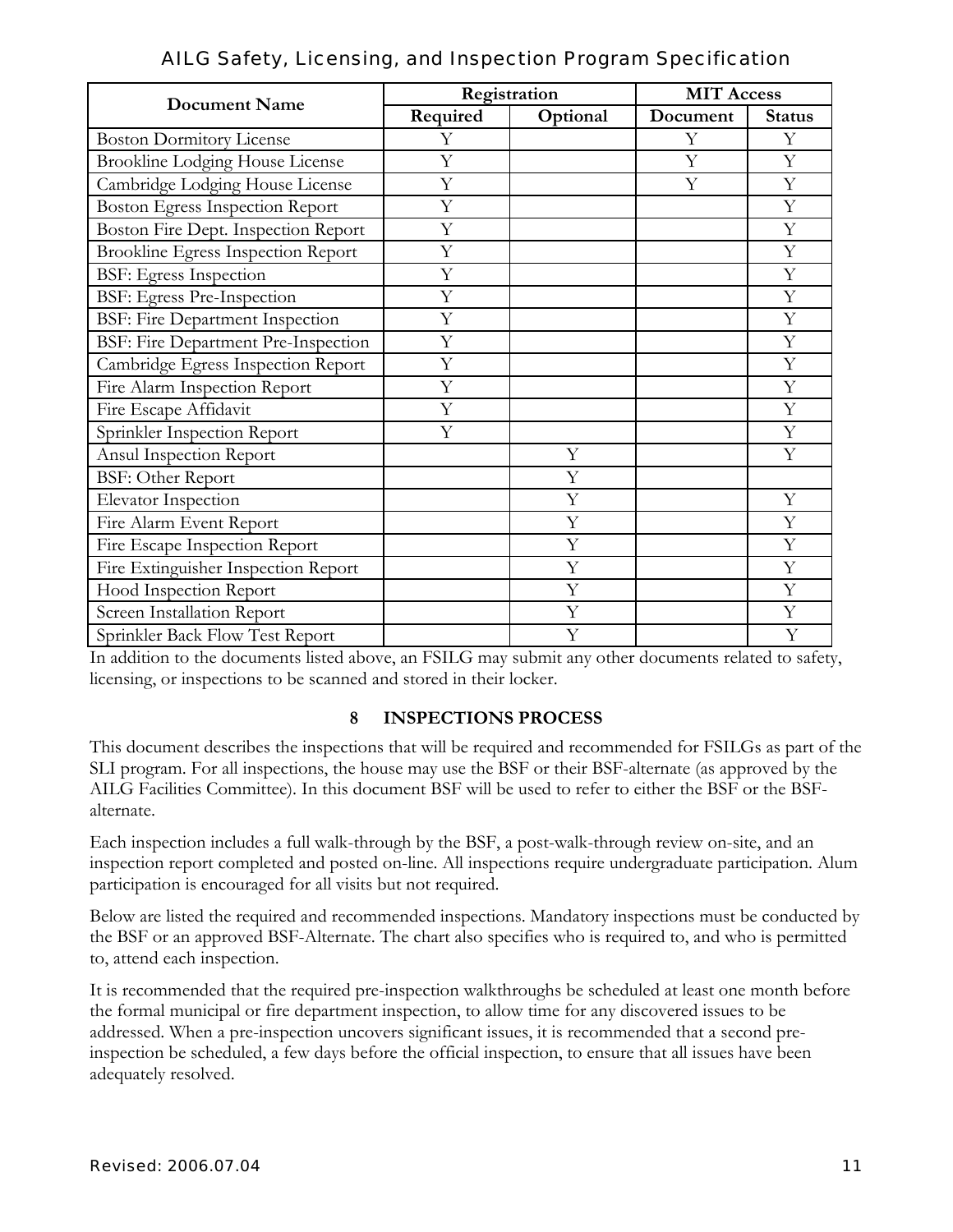| Document Name | Registration | | MIT Access | |
|---|---|---|---|---|
| | Required | Optional | Document | Status |
| Boston Dormitory License | Y | | Y | Y |
| Brookline Lodging House License | Y | | Y | Y |
| Cambridge Lodging House License | Y | | Y | Y |
| Boston Egress Inspection Report | Y | | | Y |
| Boston Fire Dept. Inspection Report | Y | | | Y |
| Brookline Egress Inspection Report | Y | | | Y |
| BSF: Egress Inspection | Y | | | Y |
| BSF: Egress Pre-Inspection | Y | | | Y |
| BSF: Fire Department Inspection | Y | | | Y |
| BSF: Fire Department Pre-Inspection | Y | | | Y |
| Cambridge Egress Inspection Report | Y | | | Y |
| Fire Alarm Inspection Report | Y | | | Y |
| Fire Escape Affidavit | Y | | | Y |
| Sprinkler Inspection Report | Y | | | Y |
| Ansul Inspection Report | | Y | | Y |
| BSF: Other Report | | Y | | |
| Elevator Inspection | | Y | | Y |
| Fire Alarm Event Report | | Y | | Y |
| Fire Escape Inspection Report | | Y | | Y |
| Fire Extinguisher Inspection Report | | Y | | Y |
| Hood Inspection Report | | Y | | Y |
| Screen Installation Report | | Y | | Y |
| Sprinkler Back Flow Test Report | | Y | | Y |

In addition to the documents listed above, an FSILG may submit any other documents related to safety, licensing, or inspections to be scanned and stored in their locker.

## 8 INSPECTIONS PROCESS

This document describes the inspections that will be required and recommended for FSILGs as part of the SLI program. For all inspections, the house may use the BSF or their BSF-alternate (as approved by the AILG Facilities Committee). In this document BSF will be used to refer to either the BSF or the BSF-alternate.

Each inspection includes a full walk-through by the BSF, a post-walk-through review on-site, and an inspection report completed and posted on-line. All inspections require undergraduate participation. Alum participation is encouraged for all visits but not required.

Below are listed the required and recommended inspections. Mandatory inspections must be conducted by the BSF or an approved BSF-Alternate. The chart also specifies who is required to, and who is permitted to, attend each inspection.

It is recommended that the required pre-inspection walkthroughs be scheduled at least one month before the formal municipal or fire department inspection, to allow time for any discovered issues to be addressed. When a pre-inspection uncovers significant issues, it is recommended that a second pre-inspection be scheduled, a few days before the official inspection, to ensure that all issues have been adequately resolved.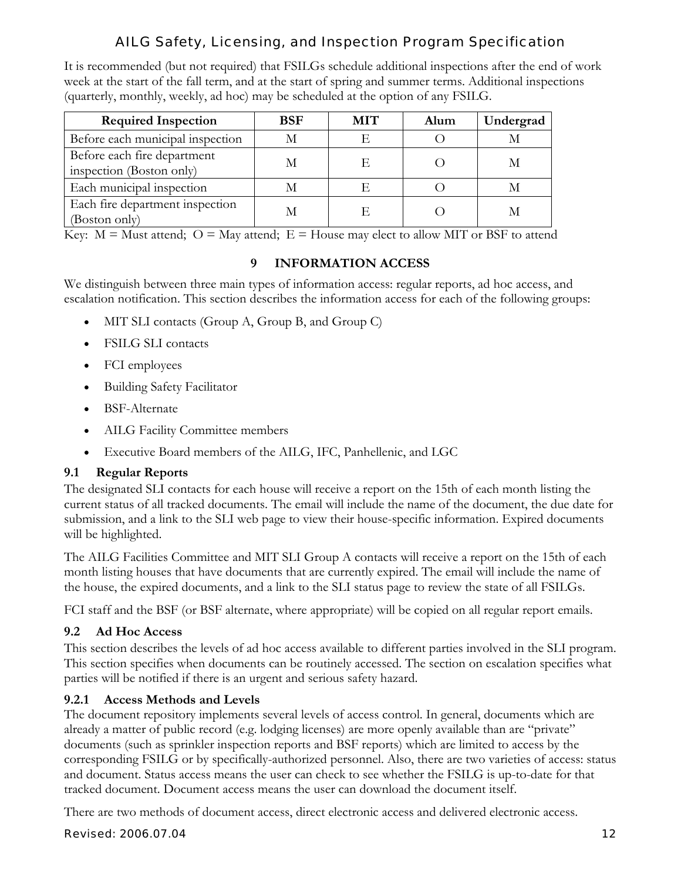It is recommended (but not required) that FSILGs schedule additional inspections after the end of work week at the start of the fall term, and at the start of spring and summer terms. Additional inspections (quarterly, monthly, weekly, ad hoc) may be scheduled at the option of any FSILG.

| Required Inspection | BSF | MIT | Alum | Undergrad |
|---|---|---|---|---|
| Before each municipal inspection | M | E | O | M |
| Before each fire department inspection (Boston only) | M | E | O | M |
| Each municipal inspection | M | E | O | M |
| Each fire department inspection (Boston only) | M | E | O | M |

Key: M = Must attend; O = May attend; E = House may elect to allow MIT or BSF to attend

# 9 INFORMATION ACCESS

We distinguish between three main types of information access: regular reports, ad hoc access, and escalation notification. This section describes the information access for each of the following groups:

- MIT SLI contacts (Group A, Group B, and Group C)
- FSILG SLI contacts
- FCI employees
- Building Safety Facilitator
- BSF-Alternate
- AILG Facility Committee members
- Executive Board members of the AILG, IFC, Panhellenic, and LGC

## 9.1 Regular Reports

The designated SLI contacts for each house will receive a report on the 15th of each month listing the current status of all tracked documents. The email will include the name of the document, the due date for submission, and a link to the SLI web page to view their house-specific information. Expired documents will be highlighted.

The AILG Facilities Committee and MIT SLI Group A contacts will receive a report on the 15th of each month listing houses that have documents that are currently expired. The email will include the name of the house, the expired documents, and a link to the SLI status page to review the state of all FSILGs.

FCI staff and the BSF (or BSF alternate, where appropriate) will be copied on all regular report emails.

## 9.2 Ad Hoc Access

This section describes the levels of ad hoc access available to different parties involved in the SLI program. This section specifies when documents can be routinely accessed. The section on escalation specifies what parties will be notified if there is an urgent and serious safety hazard.

### 9.2.1 Access Methods and Levels

The document repository implements several levels of access control. In general, documents which are already a matter of public record (e.g. lodging licenses) are more openly available than are "private" documents (such as sprinkler inspection reports and BSF reports) which are limited to access by the corresponding FSILG or by specifically-authorized personnel. Also, there are two varieties of access: status and document. Status access means the user can check to see whether the FSILG is up-to-date for that tracked document. Document access means the user can download the document itself.

There are two methods of document access, direct electronic access and delivered electronic access.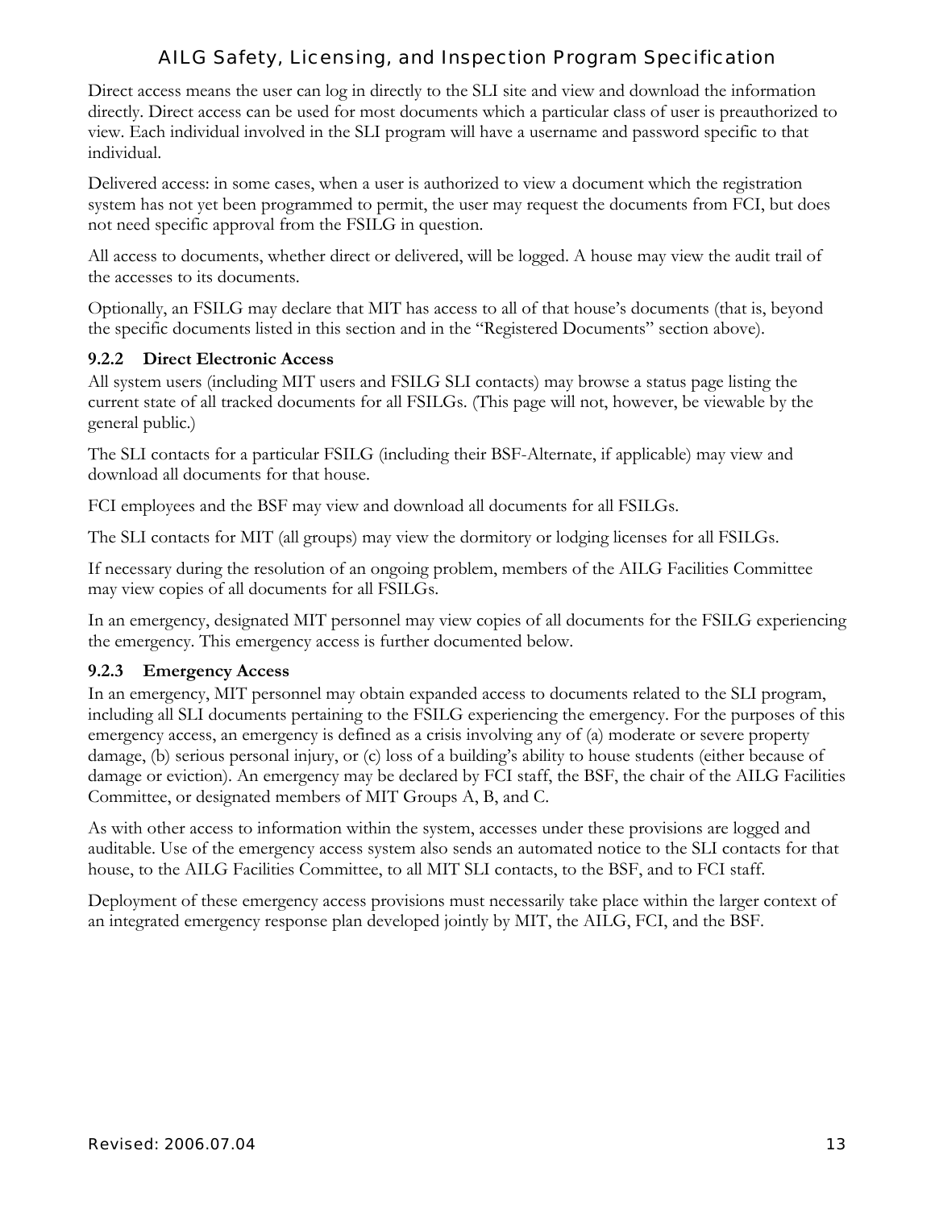Direct access means the user can log in directly to the SLI site and view and download the information directly. Direct access can be used for most documents which a particular class of user is preauthorized to view. Each individual involved in the SLI program will have a username and password specific to that individual.

Delivered access: in some cases, when a user is authorized to view a document which the registration system has not yet been programmed to permit, the user may request the documents from FCI, but does not need specific approval from the FSILG in question.

All access to documents, whether direct or delivered, will be logged. A house may view the audit trail of the accesses to its documents.

Optionally, an FSILG may declare that MIT has access to all of that house's documents (that is, beyond the specific documents listed in this section and in the "Registered Documents" section above).

### 9.2.2 Direct Electronic Access

All system users (including MIT users and FSILG SLI contacts) may browse a status page listing the current state of all tracked documents for all FSILGs. (This page will not, however, be viewable by the general public.)

The SLI contacts for a particular FSILG (including their BSF-Alternate, if applicable) may view and download all documents for that house.

FCI employees and the BSF may view and download all documents for all FSILGs.

The SLI contacts for MIT (all groups) may view the dormitory or lodging licenses for all FSILGs.

If necessary during the resolution of an ongoing problem, members of the AILG Facilities Committee may view copies of all documents for all FSILGs.

In an emergency, designated MIT personnel may view copies of all documents for the FSILG experiencing the emergency. This emergency access is further documented below.

### 9.2.3 Emergency Access

In an emergency, MIT personnel may obtain expanded access to documents related to the SLI program, including all SLI documents pertaining to the FSILG experiencing the emergency. For the purposes of this emergency access, an emergency is defined as a crisis involving any of (a) moderate or severe property damage, (b) serious personal injury, or (c) loss of a building's ability to house students (either because of damage or eviction). An emergency may be declared by FCI staff, the BSF, the chair of the AILG Facilities Committee, or designated members of MIT Groups A, B, and C.

As with other access to information within the system, accesses under these provisions are logged and auditable. Use of the emergency access system also sends an automated notice to the SLI contacts for that house, to the AILG Facilities Committee, to all MIT SLI contacts, to the BSF, and to FCI staff.

Deployment of these emergency access provisions must necessarily take place within the larger context of an integrated emergency response plan developed jointly by MIT, the AILG, FCI, and the BSF.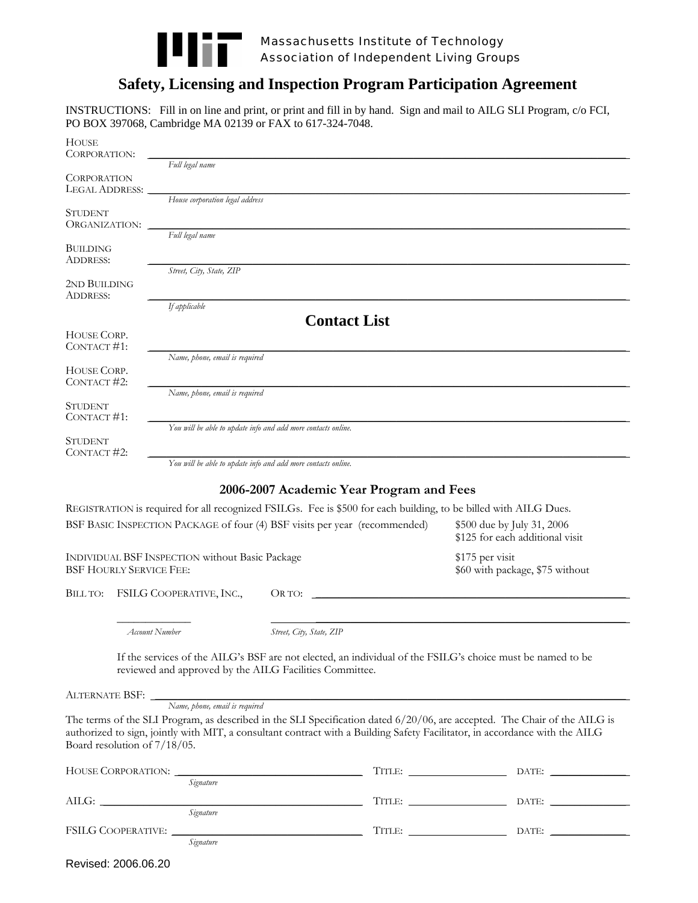Massachusetts Institute of Technology
Association of Independent Living Groups

# Safety, Licensing and Inspection Program Participation Agreement

INSTRUCTIONS: Fill in on line and print, or print and fill in by hand. Sign and mail to AILG SLI Program, c/o FCI, PO BOX 397068, Cambridge MA 02139 or FAX to 617-324-7048.

HOUSE CORPORATION: ______________________________
*Full legal name*

CORPORATION LEGAL ADDRESS: ______________________________
*House corporation legal address*

STUDENT ORGANIZATION: ______________________________
*Full legal name*

BUILDING ADDRESS: ______________________________
*Street, City, State, ZIP*

2ND BUILDING ADDRESS: ______________________________
*If applicable*

## Contact List

HOUSE CORP. CONTACT #1: ______________________________
*Name, phone, email is required*

HOUSE CORP. CONTACT #2: ______________________________
*Name, phone, email is required*

STUDENT CONTACT #1: ______________________________
*You will be able to update info and add more contacts online.*

STUDENT CONTACT #2: ______________________________
*You will be able to update info and add more contacts online.*

### 2006-2007 Academic Year Program and Fees

REGISTRATION is required for all recognized FSILGs. Fee is $500 for each building, to be billed with AILG Dues.

| | |
|---|---|
| BSF BASIC INSPECTION PACKAGE of four (4) BSF visits per year (recommended) | $500 due by July 31, 2006<br>$125 for each additional visit |
| INDIVIDUAL BSF INSPECTION without Basic Package | $175 per visit |
| BSF HOURLY SERVICE FEE: | $60 with package, $75 without |

BILL TO: FSILG COOPERATIVE, INC., OR TO: ______________________________

______________ *Account Number* ______________________________ *Street, City, State, ZIP*

If the services of the AILG's BSF are not elected, an individual of the FSILG's choice must be named to be reviewed and approved by the AILG Facilities Committee.

ALTERNATE BSF: ______________________________
*Name, phone, email is required*

The terms of the SLI Program, as described in the SLI Specification dated 6/20/06, are accepted. The Chair of the AILG is authorized to sign, jointly with MIT, a consultant contract with a Building Safety Facilitator, in accordance with the AILG Board resolution of 7/18/05.

HOUSE CORPORATION: ______________ TITLE: ______________ DATE: ______________
*Signature*

AILG: ______________ TITLE: ______________ DATE: ______________
*Signature*

FSILG COOPERATIVE: ______________ TITLE: ______________ DATE: ______________
*Signature*

Revised: 2006.06.20